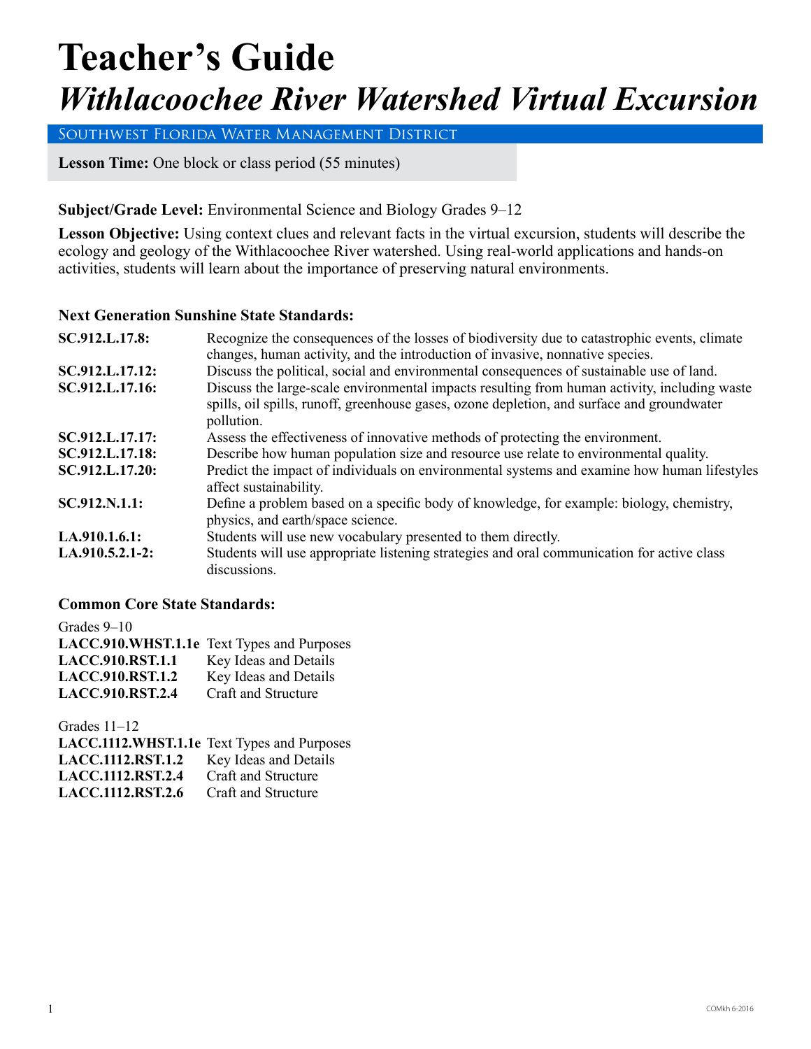# Teacher's Guide

## *Withlacoochee River Watershed Virtual Excursion*

Southwest Florida Water Management District

**Lesson Time:** One block or class period (55 minutes)

**Subject/Grade Level:** Environmental Science and Biology Grades 9–12

**Lesson Objective:** Using context clues and relevant facts in the virtual excursion, students will describe the ecology and geology of the Withlacoochee River watershed. Using real-world applications and hands-on activities, students will learn about the importance of preserving natural environments.

### Next Generation Sunshine State Standards:

| | |
|---|---|
| **SC.912.L.17.8:** | Recognize the consequences of the losses of biodiversity due to catastrophic events, climate changes, human activity, and the introduction of invasive, nonnative species. |
| **SC.912.L.17.12:** | Discuss the political, social and environmental consequences of sustainable use of land. |
| **SC.912.L.17.16:** | Discuss the large-scale environmental impacts resulting from human activity, including waste spills, oil spills, runoff, greenhouse gases, ozone depletion, and surface and groundwater pollution. |
| **SC.912.L.17.17:** | Assess the effectiveness of innovative methods of protecting the environment. |
| **SC.912.L.17.18:** | Describe how human population size and resource use relate to environmental quality. |
| **SC.912.L.17.20:** | Predict the impact of individuals on environmental systems and examine how human lifestyles affect sustainability. |
| **SC.912.N.1.1:** | Define a problem based on a specific body of knowledge, for example: biology, chemistry, physics, and earth/space science. |
| **LA.910.1.6.1:** | Students will use new vocabulary presented to them directly. |
| **LA.910.5.2.1-2:** | Students will use appropriate listening strategies and oral communication for active class discussions. |

### Common Core State Standards:

Grades 9–10

| | |
|---|---|
| **LACC.910.WHST.1.1e** | Text Types and Purposes |
| **LACC.910.RST.1.1** | Key Ideas and Details |
| **LACC.910.RST.1.2** | Key Ideas and Details |
| **LACC.910.RST.2.4** | Craft and Structure |

Grades 11–12

| | |
|---|---|
| **LACC.1112.WHST.1.1e** | Text Types and Purposes |
| **LACC.1112.RST.1.2** | Key Ideas and Details |
| **LACC.1112.RST.2.4** | Craft and Structure |
| **LACC.1112.RST.2.6** | Craft and Structure |

COMkh 6-2016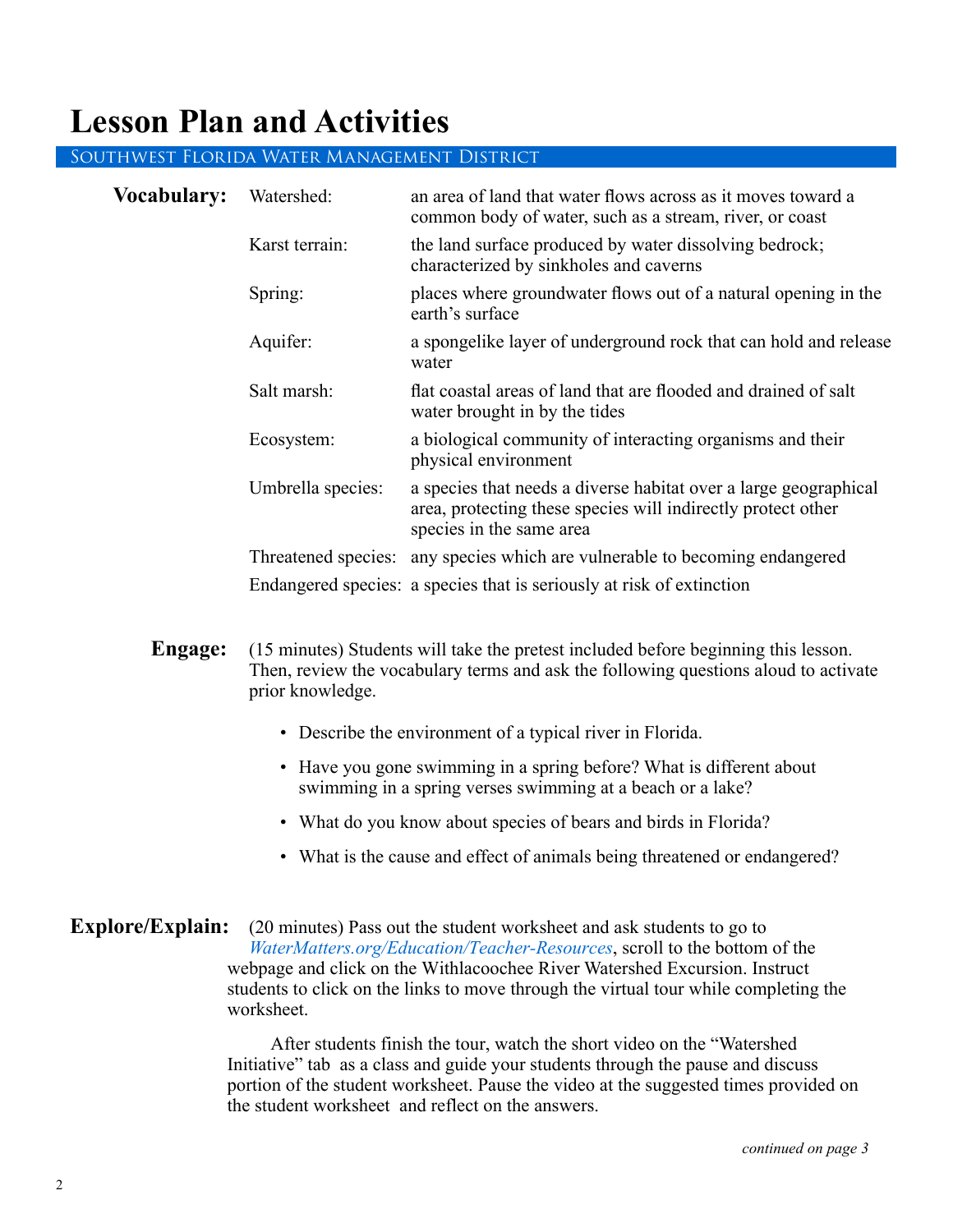# Lesson Plan and Activities

## Southwest Florida Water Management District

**Vocabulary:**

| Term | Definition |
| --- | --- |
| Watershed: | an area of land that water flows across as it moves toward a common body of water, such as a stream, river, or coast |
| Karst terrain: | the land surface produced by water dissolving bedrock; characterized by sinkholes and caverns |
| Spring: | places where groundwater flows out of a natural opening in the earth's surface |
| Aquifer: | a spongelike layer of underground rock that can hold and release water |
| Salt marsh: | flat coastal areas of land that are flooded and drained of salt water brought in by the tides |
| Ecosystem: | a biological community of interacting organisms and their physical environment |
| Umbrella species: | a species that needs a diverse habitat over a large geographical area, protecting these species will indirectly protect other species in the same area |
| Threatened species: | any species which are vulnerable to becoming endangered |
| Endangered species: | a species that is seriously at risk of extinction |

**Engage:** (15 minutes) Students will take the pretest included before beginning this lesson. Then, review the vocabulary terms and ask the following questions aloud to activate prior knowledge.

- Describe the environment of a typical river in Florida.
- Have you gone swimming in a spring before? What is different about swimming in a spring verses swimming at a beach or a lake?
- What do you know about species of bears and birds in Florida?
- What is the cause and effect of animals being threatened or endangered?

**Explore/Explain:** (20 minutes) Pass out the student worksheet and ask students to go to *WaterMatters.org/Education/Teacher-Resources*, scroll to the bottom of the webpage and click on the Withlacoochee River Watershed Excursion. Instruct students to click on the links to move through the virtual tour while completing the worksheet.

After students finish the tour, watch the short video on the "Watershed Initiative" tab as a class and guide your students through the pause and discuss portion of the student worksheet. Pause the video at the suggested times provided on the student worksheet and reflect on the answers.

*continued on page 3*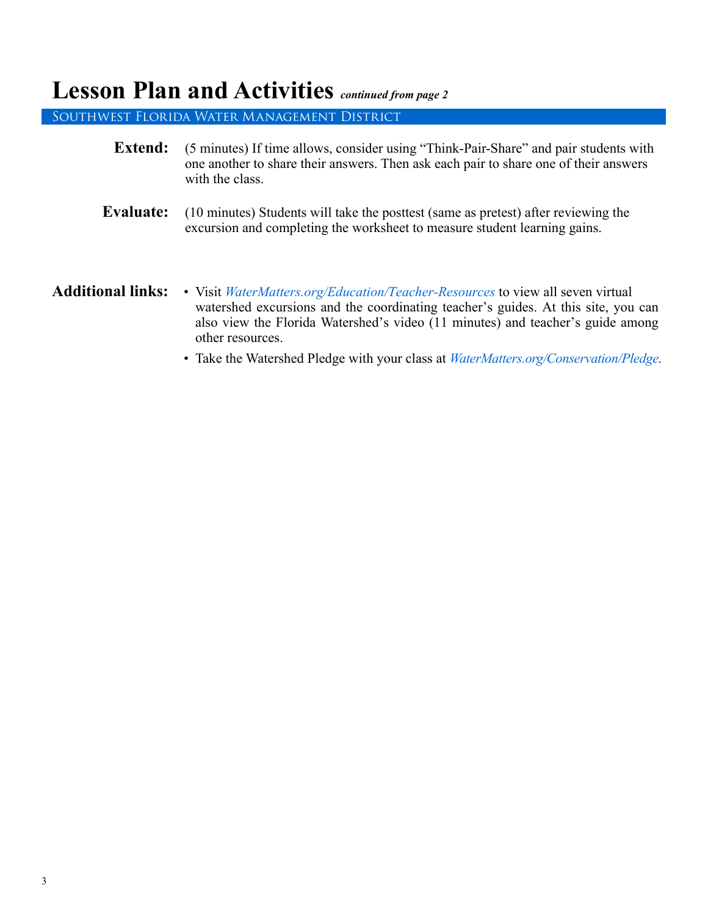# Lesson Plan and Activities *continued from page 2*

Southwest Florida Water Management District

**Extend:** (5 minutes) If time allows, consider using "Think-Pair-Share" and pair students with one another to share their answers. Then ask each pair to share one of their answers with the class.

**Evaluate:** (10 minutes) Students will take the posttest (same as pretest) after reviewing the excursion and completing the worksheet to measure student learning gains.

**Additional links:**

- Visit *WaterMatters.org/Education/Teacher-Resources* to view all seven virtual watershed excursions and the coordinating teacher's guides. At this site, you can also view the Florida Watershed's video (11 minutes) and teacher's guide among other resources.
- Take the Watershed Pledge with your class at *WaterMatters.org/Conservation/Pledge*.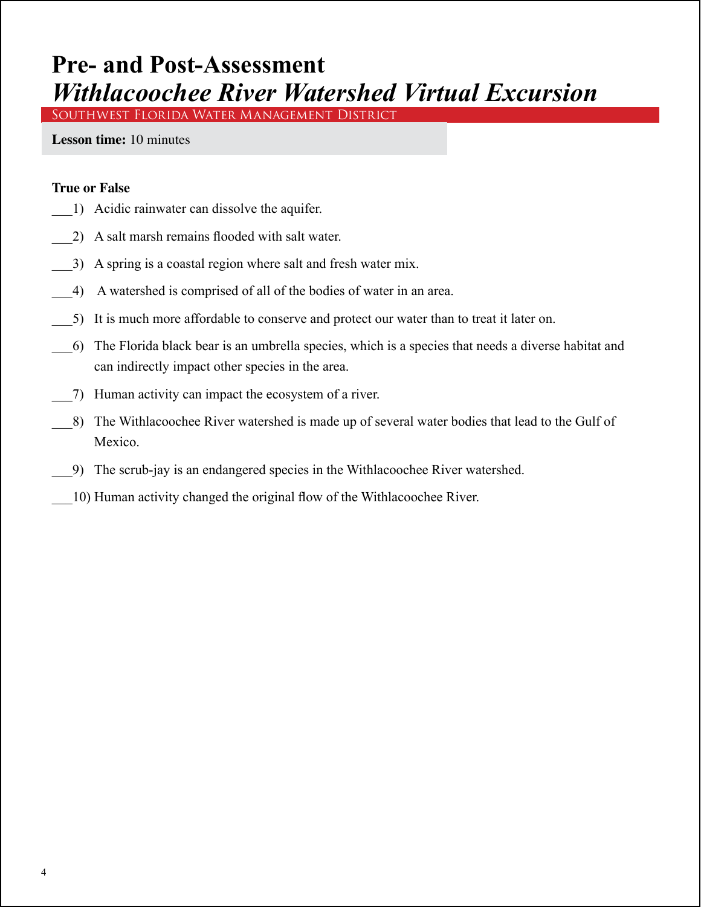# Pre- and Post-Assessment
# *Withlacoochee River Watershed Virtual Excursion*

Southwest Florida Water Management District

**Lesson time:** 10 minutes

**True or False**

___1) Acidic rainwater can dissolve the aquifer.

___2) A salt marsh remains flooded with salt water.

___3) A spring is a coastal region where salt and fresh water mix.

___4) A watershed is comprised of all of the bodies of water in an area.

___5) It is much more affordable to conserve and protect our water than to treat it later on.

___6) The Florida black bear is an umbrella species, which is a species that needs a diverse habitat and can indirectly impact other species in the area.

___7) Human activity can impact the ecosystem of a river.

___8) The Withlacoochee River watershed is made up of several water bodies that lead to the Gulf of Mexico.

___9) The scrub-jay is an endangered species in the Withlacoochee River watershed.

___10) Human activity changed the original flow of the Withlacoochee River.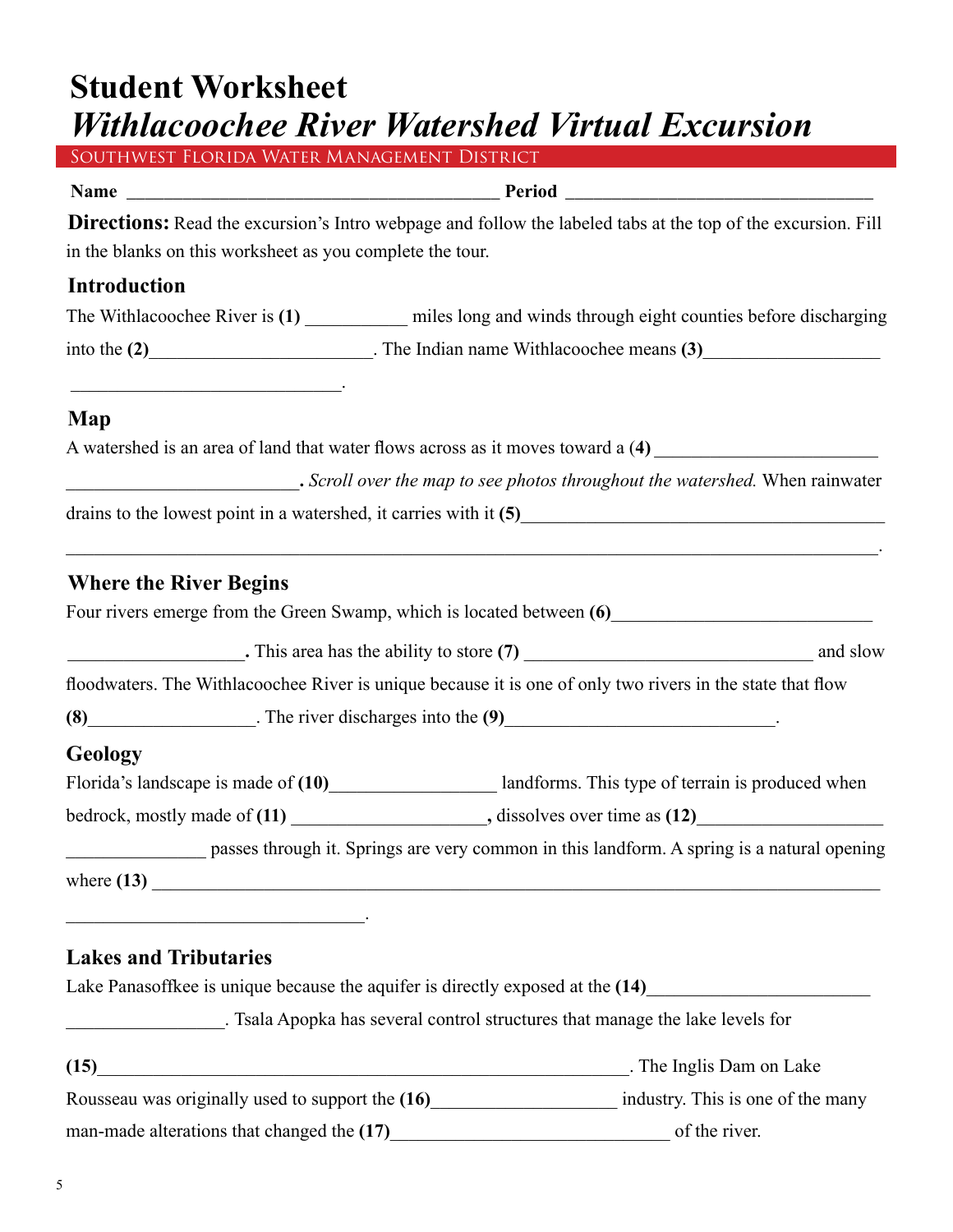# Student Worksheet
## *Withlacoochee River Watershed Virtual Excursion*

Southwest Florida Water Management District

**Name** ________________________________________ **Period** ________________________________

**Directions:** Read the excursion's Intro webpage and follow the labeled tabs at the top of the excursion. Fill in the blanks on this worksheet as you complete the tour.

### Introduction

The Withlacoochee River is **(1)** ___________ miles long and winds through eight counties before discharging into the **(2)**________________________. The Indian name Withlacoochee means **(3)**___________________ ______________________________.

### Map

A watershed is an area of land that water flows across as it moves toward a **(4)** ________________________ _________________________**.** *Scroll over the map to see photos throughout the watershed.* When rainwater drains to the lowest point in a watershed, it carries with it **(5)**________________________________________ ___________________________________________________________________________________________.

### Where the River Begins

Four rivers emerge from the Green Swamp, which is located between **(6)**_____________________________ ___________________**.** This area has the ability to store **(7)** ________________________________ and slow floodwaters. The Withlacoochee River is unique because it is one of only two rivers in the state that flow **(8)**__________________. The river discharges into the **(9)**_____________________________.

### Geology

Florida's landscape is made of **(10)**__________________ landforms. This type of terrain is produced when bedrock, mostly made of **(11)** _____________________**,** dissolves over time as **(12)**____________________ _______________ passes through it. Springs are very common in this landform. A spring is a natural opening where **(13)** _________________________________________________________________________________ _________________________________.

### Lakes and Tributaries

Lake Panasoffkee is unique because the aquifer is directly exposed at the **(14)**________________________ _________________. Tsala Apopka has several control structures that manage the lake levels for

**(15)**_____________________________________________________________. The Inglis Dam on Lake Rousseau was originally used to support the **(16)**____________________ industry. This is one of the many man-made alterations that changed the **(17)**______________________________ of the river.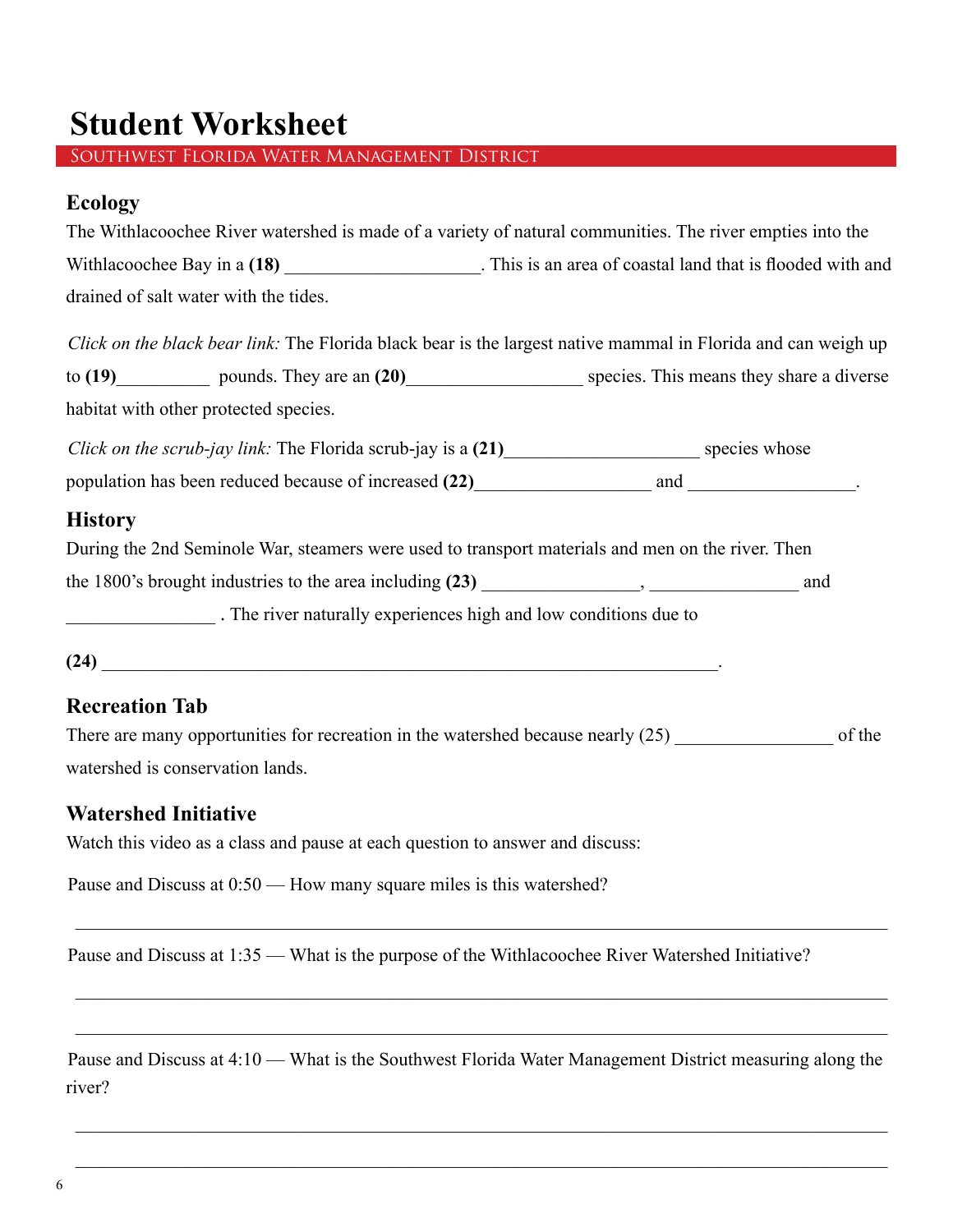# Student Worksheet

Southwest Florida Water Management District

## Ecology

The Withlacoochee River watershed is made of a variety of natural communities. The river empties into the Withlacoochee Bay in a **(18)** ____________________. This is an area of coastal land that is flooded with and drained of salt water with the tides.

*Click on the black bear link:* The Florida black bear is the largest native mammal in Florida and can weigh up to **(19)**__________ pounds. They are an **(20)**__________________ species. This means they share a diverse habitat with other protected species.

*Click on the scrub-jay link:* The Florida scrub-jay is a **(21)**____________________ species whose population has been reduced because of increased **(22)**__________________ and _________________.

## History

During the 2nd Seminole War, steamers were used to transport materials and men on the river. Then the 1800's brought industries to the area including **(23)** ________________, ________________ and ________________ **.** The river naturally experiences high and low conditions due to

**(24)** __________________________________________________________________.

## Recreation Tab

There are many opportunities for recreation in the watershed because nearly (25) ________________ of the watershed is conservation lands.

## Watershed Initiative

Watch this video as a class and pause at each question to answer and discuss:

Pause and Discuss at 0:50 — How many square miles is this watershed?

______________________________________________________________________________

Pause and Discuss at 1:35 — What is the purpose of the Withlacoochee River Watershed Initiative?

______________________________________________________________________________

______________________________________________________________________________

Pause and Discuss at 4:10 — What is the Southwest Florida Water Management District measuring along the river?

______________________________________________________________________________

______________________________________________________________________________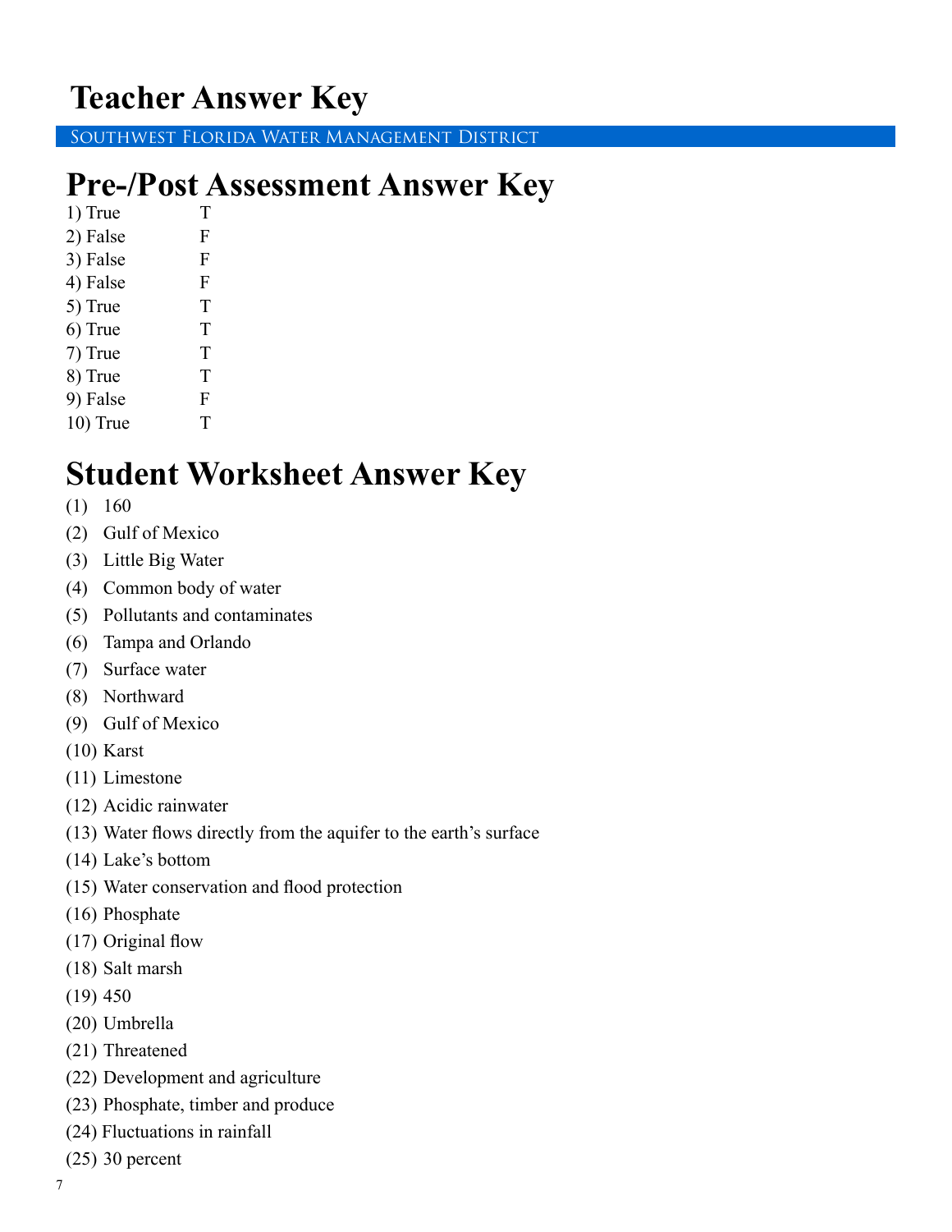# Teacher Answer Key

Southwest Florida Water Management District

# Pre-/Post Assessment Answer Key

1) True T
2) False F
3) False F
4) False F
5) True T
6) True T
7) True T
8) True T
9) False F
10) True T

# Student Worksheet Answer Key

(1) 160
(2) Gulf of Mexico
(3) Little Big Water
(4) Common body of water
(5) Pollutants and contaminates
(6) Tampa and Orlando
(7) Surface water
(8) Northward
(9) Gulf of Mexico
(10) Karst
(11) Limestone
(12) Acidic rainwater
(13) Water flows directly from the aquifer to the earth's surface
(14) Lake's bottom
(15) Water conservation and flood protection
(16) Phosphate
(17) Original flow
(18) Salt marsh
(19) 450
(20) Umbrella
(21) Threatened
(22) Development and agriculture
(23) Phosphate, timber and produce
(24) Fluctuations in rainfall
(25) 30 percent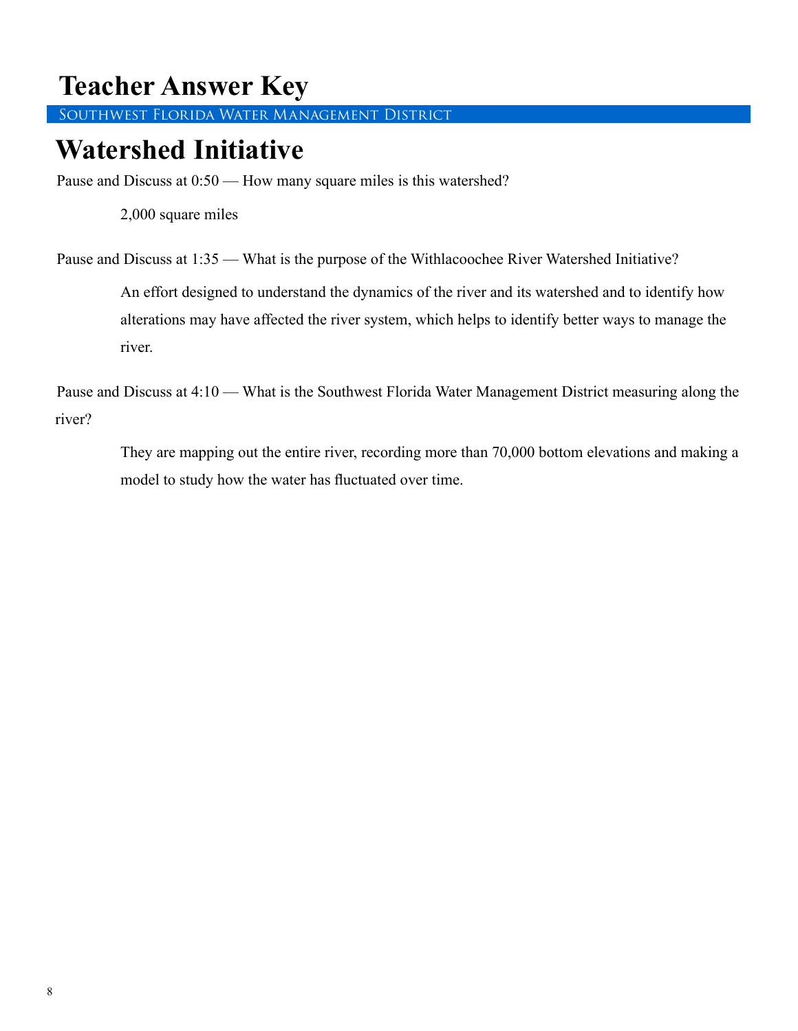# Teacher Answer Key

Southwest Florida Water Management District

## Watershed Initiative

Pause and Discuss at 0:50 — How many square miles is this watershed?

> 2,000 square miles

Pause and Discuss at 1:35 — What is the purpose of the Withlacoochee River Watershed Initiative?

> An effort designed to understand the dynamics of the river and its watershed and to identify how alterations may have affected the river system, which helps to identify better ways to manage the river.

Pause and Discuss at 4:10 — What is the Southwest Florida Water Management District measuring along the river?

> They are mapping out the entire river, recording more than 70,000 bottom elevations and making a model to study how the water has fluctuated over time.